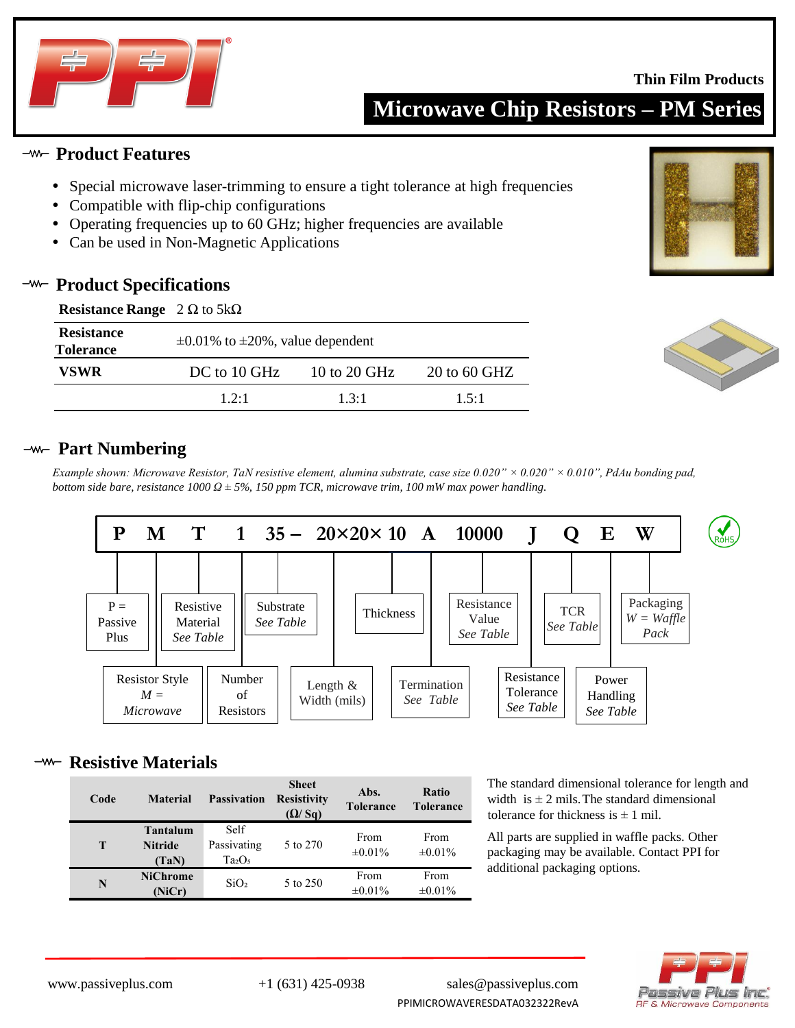Thin Film Products

# Microwave Chip Resistors – PM Series

## Product Features

- Special microwave laser-trimming to ensure a tight tolerance at high frequencies
- Compatible with flip-chip configurations
- Operating frequencies up to 60 GHz; higher frequencies are available
- Can be used in Non-Magnetic Applications

## Product Specifications

| **Resistance Range** | 2 Ω to 5kΩ | | |
|---|---|---|---|
| **Resistance Tolerance** | ±0.01% to ±20%, value dependent | | |
| **VSWR** | DC to 10 GHz | 10 to 20 GHz | 20 to 60 GHZ |
| | 1.2:1 | 1.3:1 | 1.5:1 |

## Part Numbering

*Example shown: Microwave Resistor, TaN resistive element, alumina substrate, case size 0.020" × 0.020" × 0.010", PdAu bonding pad, bottom side bare, resistance 1000 Ω ± 5%, 150 ppm TCR, microwave trim, 100 mW max power handling.*

**P M T 1 35 – 20×20× 10 A 10000 J Q E W**

| Field | Description |
|---|---|
| P | P = Passive Plus |
| M | Resistor Style *M = Microwave* |
| T | Resistive Material *See Table* |
| 1 | Number of Resistors |
| 35 | Substrate *See Table* |
| 20×20 | Length & Width (mils) |
| 10 | Thickness |
| A | Termination *See Table* |
| 10000 | Resistance Value *See Table* |
| J | Resistance Tolerance *See Table* |
| Q | TCR *See Table* |
| E | Power Handling *See Table* |
| W | Packaging *W = Waffle Pack* |

RoHS

## Resistive Materials

| Code | Material | Passivation | Sheet Resistivity (Ω/ Sq) | Abs. Tolerance | Ratio Tolerance |
|---|---|---|---|---|---|
| **T** | **Tantalum Nitride (TaN)** | Self Passivating $Ta_2O_5$ | 5 to 270 | From ±0.01% | From ±0.01% |
| **N** | **NiChrome (NiCr)** | $SiO_2$ | 5 to 250 | From ±0.01% | From ±0.01% |

The standard dimensional tolerance for length and width is ± 2 mils. The standard dimensional tolerance for thickness is ± 1 mil.

All parts are supplied in waffle packs. Other packaging may be available. Contact PPI for additional packaging options.

www.passiveplus.com +1 (631) 425-0938 sales@passiveplus.com

PPIMICROWAVERESDATA032322RevA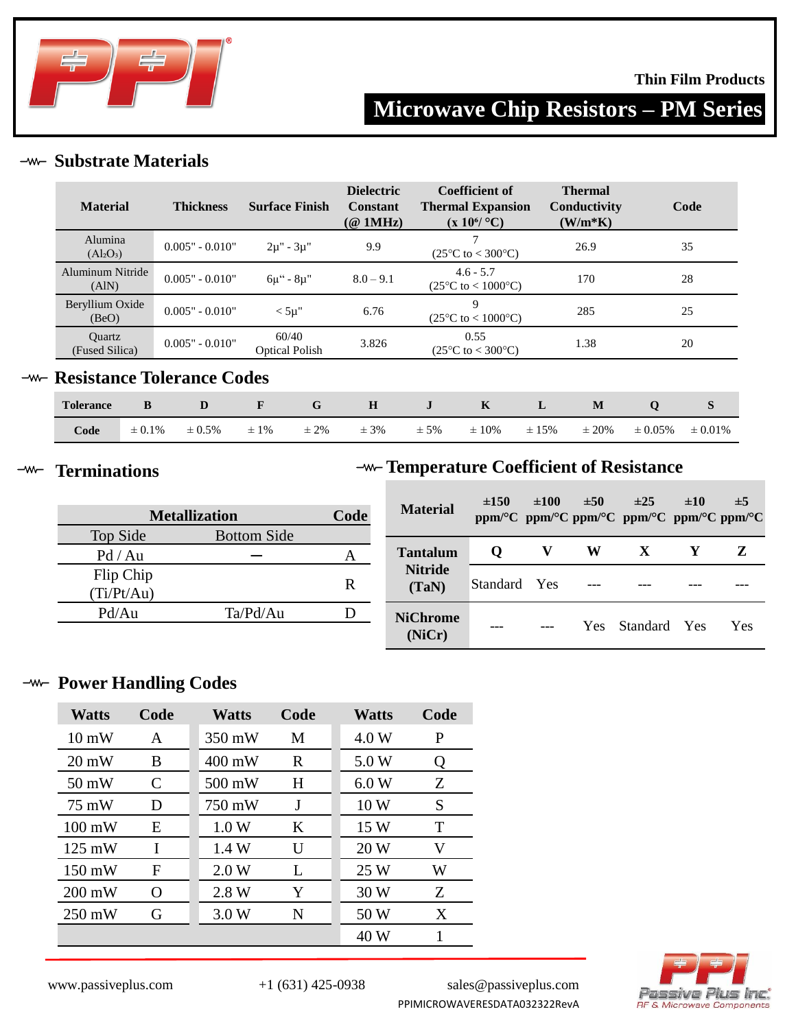Thin Film Products

# Microwave Chip Resistors – PM Series

## Substrate Materials

| Material | Thickness | Surface Finish | Dielectric Constant (@ 1MHz) | Coefficient of Thermal Expansion (x $10^6$/ °C) | Thermal Conductivity (W/m*K) | Code |
|---|---|---|---|---|---|---|
| Alumina ($Al_2O_3$) | 0.005" - 0.010" | 2μ" - 3μ" | 9.9 | 7 (25°C to < 300°C) | 26.9 | 35 |
| Aluminum Nitride (AlN) | 0.005" - 0.010" | 6μ" - 8μ" | 8.0 – 9.1 | 4.6 - 5.7 (25°C to < 1000°C) | 170 | 28 |
| Beryllium Oxide (BeO) | 0.005" - 0.010" | < 5μ" | 6.76 | 9 (25°C to < 1000°C) | 285 | 25 |
| Quartz (Fused Silica) | 0.005" - 0.010" | 60/40 Optical Polish | 3.826 | 0.55 (25°C to < 300°C) | 1.38 | 20 |

## Resistance Tolerance Codes

| Tolerance | B | D | F | G | H | J | K | L | M | Q | S |
|---|---|---|---|---|---|---|---|---|---|---|---|
| Code | ± 0.1% | ± 0.5% | ± 1% | ± 2% | ± 3% | ± 5% | ± 10% | ± 15% | ± 20% | ± 0.05% | ± 0.01% |

## Terminations

| Metallization | | Code |
|---|---|---|
| Top Side | Bottom Side | |
| Pd / Au | — | A |
| Flip Chip (Ti/Pt/Au) | | R |
| Pd/Au | Ta/Pd/Au | D |

## Temperature Coefficient of Resistance

| Material | ±150 ppm/°C | ±100 ppm/°C | ±50 ppm/°C | ±25 ppm/°C | ±10 ppm/°C | ±5 ppm/°C |
|---|---|---|---|---|---|---|
| Tantalum Nitride (TaN) | Q | V | W | X | Y | Z |
| | Standard | Yes | --- | --- | --- | --- |
| NiChrome (NiCr) | --- | --- | Yes | Standard | Yes | Yes |

## Power Handling Codes

| Watts | Code | Watts | Code | Watts | Code |
|---|---|---|---|---|---|
| 10 mW | A | 350 mW | M | 4.0 W | P |
| 20 mW | B | 400 mW | R | 5.0 W | Q |
| 50 mW | C | 500 mW | H | 6.0 W | Z |
| 75 mW | D | 750 mW | J | 10 W | S |
| 100 mW | E | 1.0 W | K | 15 W | T |
| 125 mW | I | 1.4 W | U | 20 W | V |
| 150 mW | F | 2.0 W | L | 25 W | W |
| 200 mW | O | 2.8 W | Y | 30 W | Z |
| 250 mW | G | 3.0 W | N | 50 W | X |
| | | | | 40 W | 1 |

www.passiveplus.com +1 (631) 425-0938 sales@passiveplus.com

PPIMICROWAVERESDATA032322RevA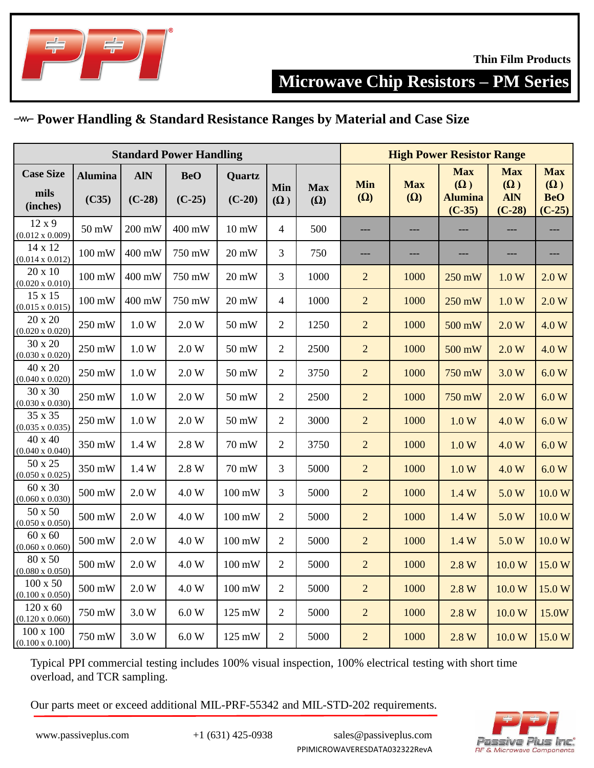Thin Film Products

# Microwave Chip Resistors – PM Series

## Power Handling & Standard Resistance Ranges by Material and Case Size

| Standard Power Handling | | | | | | | High Power Resistor Range | | | | |
|---|---|---|---|---|---|---|---|---|---|---|---|
| Case Size mils (inches) | Alumina (C35) | AlN (C-28) | BeO (C-25) | Quartz (C-20) | Min (Ω) | Max (Ω) | Min (Ω) | Max (Ω) | Max (Ω) Alumina (C-35) | Max (Ω) AlN (C-28) | Max (Ω) BeO (C-25) |
| 12 x 9 (0.012 x 0.009) | 50 mW | 200 mW | 400 mW | 10 mW | 4 | 500 | --- | --- | --- | --- | --- |
| 14 x 12 (0.014 x 0.012) | 100 mW | 400 mW | 750 mW | 20 mW | 3 | 750 | --- | --- | --- | --- | --- |
| 20 x 10 (0.020 x 0.010) | 100 mW | 400 mW | 750 mW | 20 mW | 3 | 1000 | 2 | 1000 | 250 mW | 1.0 W | 2.0 W |
| 15 x 15 (0.015 x 0.015) | 100 mW | 400 mW | 750 mW | 20 mW | 4 | 1000 | 2 | 1000 | 250 mW | 1.0 W | 2.0 W |
| 20 x 20 (0.020 x 0.020) | 250 mW | 1.0 W | 2.0 W | 50 mW | 2 | 1250 | 2 | 1000 | 500 mW | 2.0 W | 4.0 W |
| 30 x 20 (0.030 x 0.020) | 250 mW | 1.0 W | 2.0 W | 50 mW | 2 | 2500 | 2 | 1000 | 500 mW | 2.0 W | 4.0 W |
| 40 x 20 (0.040 x 0.020) | 250 mW | 1.0 W | 2.0 W | 50 mW | 2 | 3750 | 2 | 1000 | 750 mW | 3.0 W | 6.0 W |
| 30 x 30 (0.030 x 0.030) | 250 mW | 1.0 W | 2.0 W | 50 mW | 2 | 2500 | 2 | 1000 | 750 mW | 2.0 W | 6.0 W |
| 35 x 35 (0.035 x 0.035) | 250 mW | 1.0 W | 2.0 W | 50 mW | 2 | 3000 | 2 | 1000 | 1.0 W | 4.0 W | 6.0 W |
| 40 x 40 (0.040 x 0.040) | 350 mW | 1.4 W | 2.8 W | 70 mW | 2 | 3750 | 2 | 1000 | 1.0 W | 4.0 W | 6.0 W |
| 50 x 25 (0.050 x 0.025) | 350 mW | 1.4 W | 2.8 W | 70 mW | 3 | 5000 | 2 | 1000 | 1.0 W | 4.0 W | 6.0 W |
| 60 x 30 (0.060 x 0.030) | 500 mW | 2.0 W | 4.0 W | 100 mW | 3 | 5000 | 2 | 1000 | 1.4 W | 5.0 W | 10.0 W |
| 50 x 50 (0.050 x 0.050) | 500 mW | 2.0 W | 4.0 W | 100 mW | 2 | 5000 | 2 | 1000 | 1.4 W | 5.0 W | 10.0 W |
| 60 x 60 (0.060 x 0.060) | 500 mW | 2.0 W | 4.0 W | 100 mW | 2 | 5000 | 2 | 1000 | 1.4 W | 5.0 W | 10.0 W |
| 80 x 50 (0.080 x 0.050) | 500 mW | 2.0 W | 4.0 W | 100 mW | 2 | 5000 | 2 | 1000 | 2.8 W | 10.0 W | 15.0 W |
| 100 x 50 (0.100 x 0.050) | 500 mW | 2.0 W | 4.0 W | 100 mW | 2 | 5000 | 2 | 1000 | 2.8 W | 10.0 W | 15.0 W |
| 120 x 60 (0.120 x 0.060) | 750 mW | 3.0 W | 6.0 W | 125 mW | 2 | 5000 | 2 | 1000 | 2.8 W | 10.0 W | 15.0W |
| 100 x 100 (0.100 x 0.100) | 750 mW | 3.0 W | 6.0 W | 125 mW | 2 | 5000 | 2 | 1000 | 2.8 W | 10.0 W | 15.0 W |

Typical PPI commercial testing includes 100% visual inspection, 100% electrical testing with short time overload, and TCR sampling.

Our parts meet or exceed additional MIL-PRF-55342 and MIL-STD-202 requirements.

www.passiveplus.com +1 (631) 425-0938 sales@passiveplus.com

PPIMICROWAVERESDATA032322RevA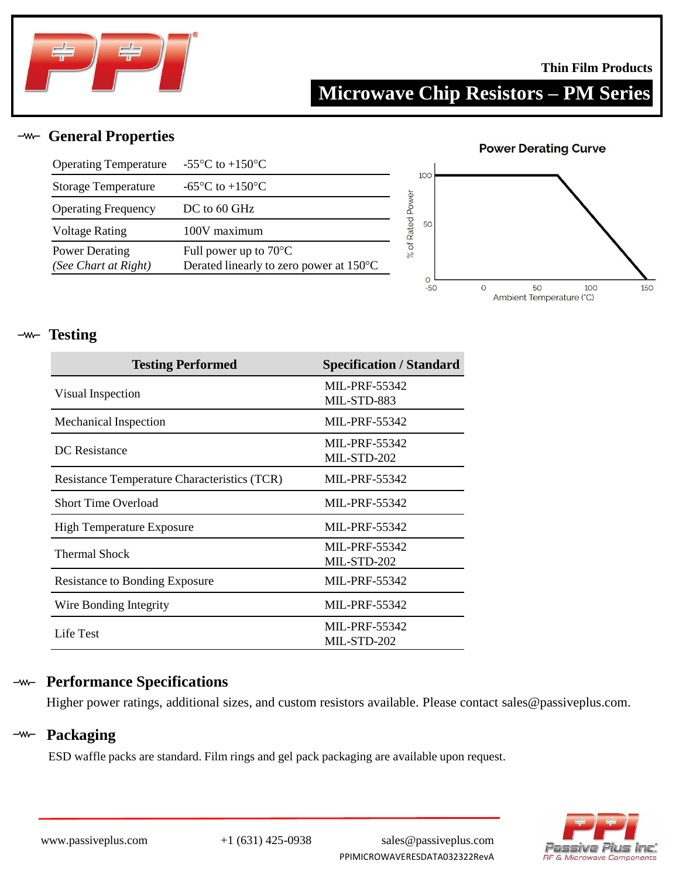Thin Film Products

# Microwave Chip Resistors – PM Series

## General Properties

| | |
|---|---|
| Operating Temperature | -55°C to +150°C |
| Storage Temperature | -65°C to +150°C |
| Operating Frequency | DC to 60 GHz |
| Voltage Rating | 100V maximum |
| Power Derating *(See Chart at Right)* | Full power up to 70°C Derated linearly to zero power at 150°C |

**Power Derating Curve**

% of Rated Power

100

50

0

-50 0 50 100 150

Ambient Temperature (°C)

## Testing

| Testing Performed | Specification / Standard |
|---|---|
| Visual Inspection | MIL-PRF-55342 MIL-STD-883 |
| Mechanical Inspection | MIL-PRF-55342 |
| DC Resistance | MIL-PRF-55342 MIL-STD-202 |
| Resistance Temperature Characteristics (TCR) | MIL-PRF-55342 |
| Short Time Overload | MIL-PRF-55342 |
| High Temperature Exposure | MIL-PRF-55342 |
| Thermal Shock | MIL-PRF-55342 MIL-STD-202 |
| Resistance to Bonding Exposure | MIL-PRF-55342 |
| Wire Bonding Integrity | MIL-PRF-55342 |
| Life Test | MIL-PRF-55342 MIL-STD-202 |

## Performance Specifications

Higher power ratings, additional sizes, and custom resistors available. Please contact sales@passiveplus.com.

## Packaging

ESD waffle packs are standard. Film rings and gel pack packaging are available upon request.

www.passiveplus.com +1 (631) 425-0938 sales@passiveplus.com

PPIMICROWAVERESDATA032322RevA